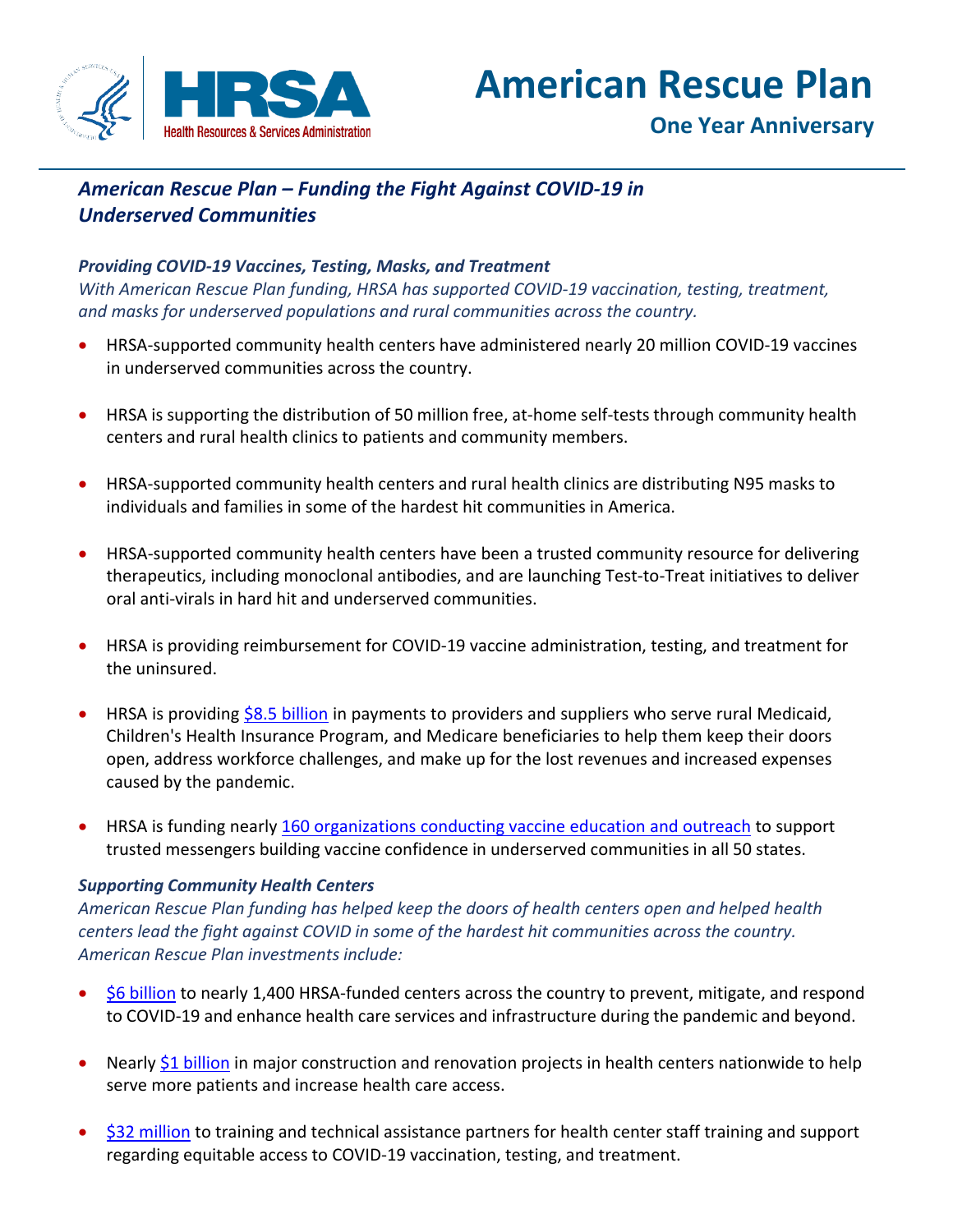# American Rescue Plan

## One Year Anniversary

## *American Rescue Plan – Funding the Fight Against COVID-19 in Underserved Communities*

### *Providing COVID-19 Vaccines, Testing, Masks, and Treatment*

*With American Rescue Plan funding, HRSA has supported COVID-19 vaccination, testing, treatment, and masks for underserved populations and rural communities across the country.*

- HRSA-supported community health centers have administered nearly 20 million COVID-19 vaccines in underserved communities across the country.
- HRSA is supporting the distribution of 50 million free, at-home self-tests through community health centers and rural health clinics to patients and community members.
- HRSA-supported community health centers and rural health clinics are distributing N95 masks to individuals and families in some of the hardest hit communities in America.
- HRSA-supported community health centers have been a trusted community resource for delivering therapeutics, including monoclonal antibodies, and are launching Test-to-Treat initiatives to deliver oral anti-virals in hard hit and underserved communities.
- HRSA is providing reimbursement for COVID-19 vaccine administration, testing, and treatment for the uninsured.
- HRSA is providing $8.5 billion in payments to providers and suppliers who serve rural Medicaid, Children's Health Insurance Program, and Medicare beneficiaries to help them keep their doors open, address workforce challenges, and make up for the lost revenues and increased expenses caused by the pandemic.
- HRSA is funding nearly 160 organizations conducting vaccine education and outreach to support trusted messengers building vaccine confidence in underserved communities in all 50 states.

### *Supporting Community Health Centers*

*American Rescue Plan funding has helped keep the doors of health centers open and helped health centers lead the fight against COVID in some of the hardest hit communities across the country. American Rescue Plan investments include:*

- $6 billion to nearly 1,400 HRSA-funded centers across the country to prevent, mitigate, and respond to COVID-19 and enhance health care services and infrastructure during the pandemic and beyond.
- Nearly $1 billion in major construction and renovation projects in health centers nationwide to help serve more patients and increase health care access.
- $32 million to training and technical assistance partners for health center staff training and support regarding equitable access to COVID-19 vaccination, testing, and treatment.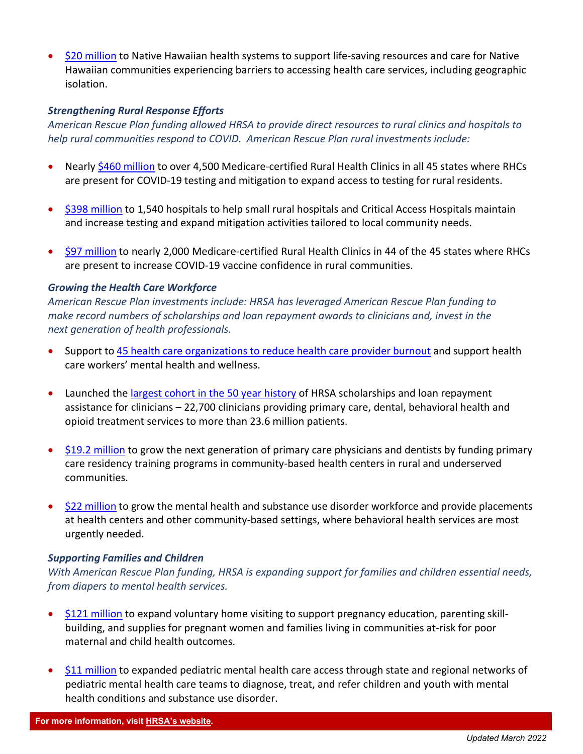- $20 million to Native Hawaiian health systems to support life-saving resources and care for Native Hawaiian communities experiencing barriers to accessing health care services, including geographic isolation.

***Strengthening Rural Response Efforts***

*American Rescue Plan funding allowed HRSA to provide direct resources to rural clinics and hospitals to help rural communities respond to COVID. American Rescue Plan rural investments include:*

- Nearly $460 million to over 4,500 Medicare-certified Rural Health Clinics in all 45 states where RHCs are present for COVID-19 testing and mitigation to expand access to testing for rural residents.
- $398 million to 1,540 hospitals to help small rural hospitals and Critical Access Hospitals maintain and increase testing and expand mitigation activities tailored to local community needs.
- $97 million to nearly 2,000 Medicare-certified Rural Health Clinics in 44 of the 45 states where RHCs are present to increase COVID-19 vaccine confidence in rural communities.

***Growing the Health Care Workforce***

*American Rescue Plan investments include: HRSA has leveraged American Rescue Plan funding to make record numbers of scholarships and loan repayment awards to clinicians and, invest in the next generation of health professionals.*

- Support to 45 health care organizations to reduce health care provider burnout and support health care workers' mental health and wellness.
- Launched the largest cohort in the 50 year history of HRSA scholarships and loan repayment assistance for clinicians – 22,700 clinicians providing primary care, dental, behavioral health and opioid treatment services to more than 23.6 million patients.
- $19.2 million to grow the next generation of primary care physicians and dentists by funding primary care residency training programs in community-based health centers in rural and underserved communities.
- $22 million to grow the mental health and substance use disorder workforce and provide placements at health centers and other community-based settings, where behavioral health services are most urgently needed.

***Supporting Families and Children***

*With American Rescue Plan funding, HRSA is expanding support for families and children essential needs, from diapers to mental health services.*

- $121 million to expand voluntary home visiting to support pregnancy education, parenting skill-building, and supplies for pregnant women and families living in communities at-risk for poor maternal and child health outcomes.
- $11 million to expanded pediatric mental health care access through state and regional networks of pediatric mental health care teams to diagnose, treat, and refer children and youth with mental health conditions and substance use disorder.

**For more information, visit HRSA's website.**

*Updated March 2022*